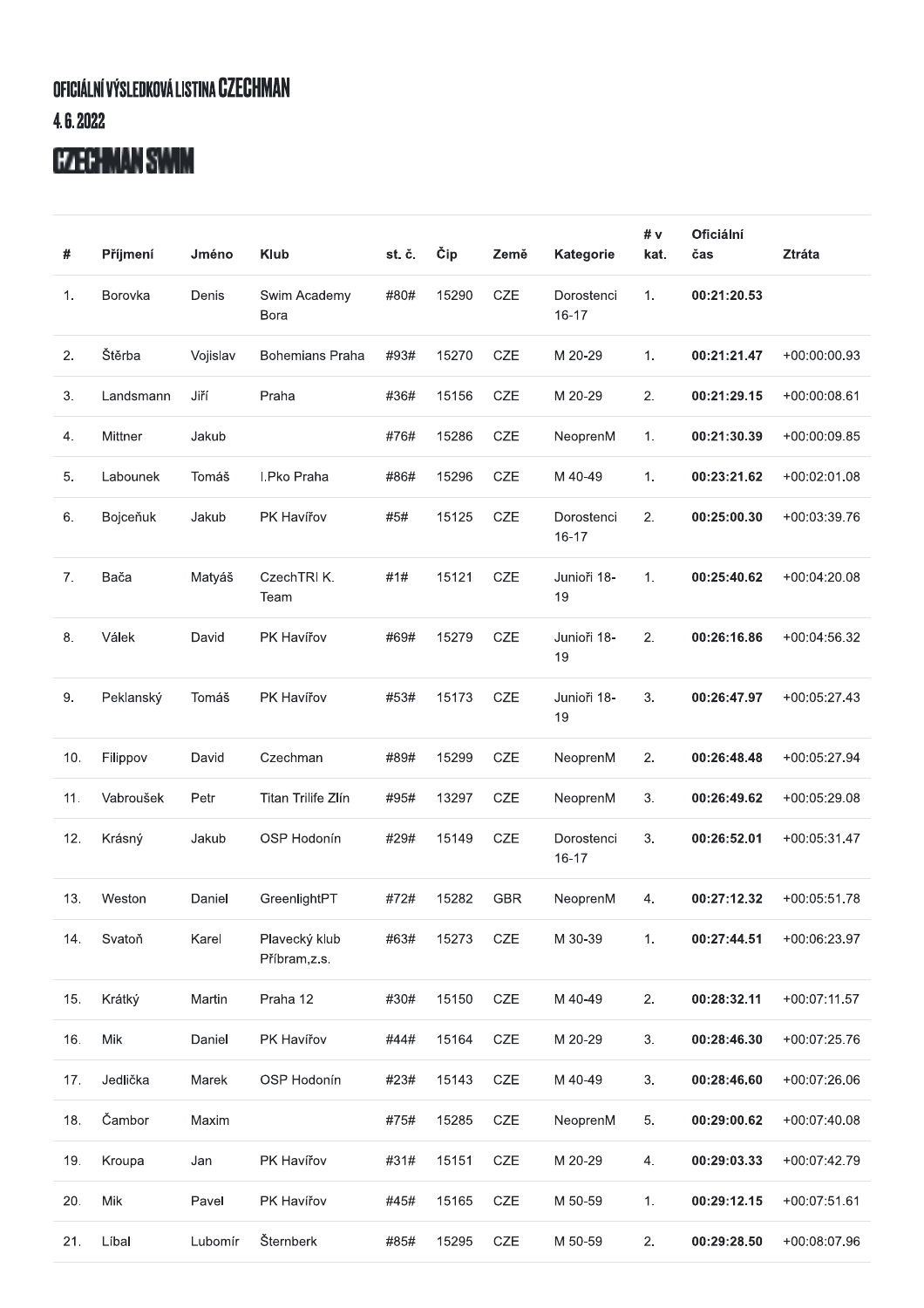# OFICIÁLNÍ VÝSLEDKOVÁ LISTINA CZECHMAN

## 4. 6. 2022

## CZECHMAN SWIM

| # | Příjmení | Jméno | Klub | st. č. | Čip | Země | Kategorie | # v kat. | Oficiální čas | Ztráta |
|---|---|---|---|---|---|---|---|---|---|---|
| 1. | Borovka | Denis | Swim Academy Bora | #80# | 15290 | CZE | Dorostenci 16-17 | 1. | **00:21:20.53** | |
| 2. | Štěrba | Vojislav | Bohemians Praha | #93# | 15270 | CZE | M 20-29 | 1. | **00:21:21.47** | +00:00:00.93 |
| 3. | Landsmann | Jiří | Praha | #36# | 15156 | CZE | M 20-29 | 2. | **00:21:29.15** | +00:00:08.61 |
| 4. | Mittner | Jakub | | #76# | 15286 | CZE | NeoprenM | 1. | **00:21:30.39** | +00:00:09.85 |
| 5. | Labounek | Tomáš | I.Pko Praha | #86# | 15296 | CZE | M 40-49 | 1. | **00:23:21.62** | +00:02:01.08 |
| 6. | Bojceňuk | Jakub | PK Havířov | #5# | 15125 | CZE | Dorostenci 16-17 | 2. | **00:25:00.30** | +00:03:39.76 |
| 7. | Bača | Matyáš | CzechTRI K. Team | #1# | 15121 | CZE | Junioři 18-19 | 1. | **00:25:40.62** | +00:04:20.08 |
| 8. | Válek | David | PK Havířov | #69# | 15279 | CZE | Junioři 18-19 | 2. | **00:26:16.86** | +00:04:56.32 |
| 9. | Peklanský | Tomáš | PK Havířov | #53# | 15173 | CZE | Junioři 18-19 | 3. | **00:26:47.97** | +00:05:27.43 |
| 10. | Filippov | David | Czechman | #89# | 15299 | CZE | NeoprenM | 2. | **00:26:48.48** | +00:05:27.94 |
| 11. | Vabroušek | Petr | Titan Trilife Zlín | #95# | 13297 | CZE | NeoprenM | 3. | **00:26:49.62** | +00:05:29.08 |
| 12. | Krásný | Jakub | OSP Hodonín | #29# | 15149 | CZE | Dorostenci 16-17 | 3. | **00:26:52.01** | +00:05:31.47 |
| 13. | Weston | Daniel | GreenlightPT | #72# | 15282 | GBR | NeoprenM | 4. | **00:27:12.32** | +00:05:51.78 |
| 14. | Svatoň | Karel | Plavecký klub Příbram,z.s. | #63# | 15273 | CZE | M 30-39 | 1. | **00:27:44.51** | +00:06:23.97 |
| 15. | Krátký | Martin | Praha 12 | #30# | 15150 | CZE | M 40-49 | 2. | **00:28:32.11** | +00:07:11.57 |
| 16. | Mik | Daniel | PK Havířov | #44# | 15164 | CZE | M 20-29 | 3. | **00:28:46.30** | +00:07:25.76 |
| 17. | Jedlička | Marek | OSP Hodonín | #23# | 15143 | CZE | M 40-49 | 3. | **00:28:46.60** | +00:07:26.06 |
| 18. | Čambor | Maxim | | #75# | 15285 | CZE | NeoprenM | 5. | **00:29:00.62** | +00:07:40.08 |
| 19. | Kroupa | Jan | PK Havířov | #31# | 15151 | CZE | M 20-29 | 4. | **00:29:03.33** | +00:07:42.79 |
| 20. | Mik | Pavel | PK Havířov | #45# | 15165 | CZE | M 50-59 | 1. | **00:29:12.15** | +00:07:51.61 |
| 21. | Líbal | Lubomír | Šternberk | #85# | 15295 | CZE | M 50-59 | 2. | **00:29:28.50** | +00:08:07.96 |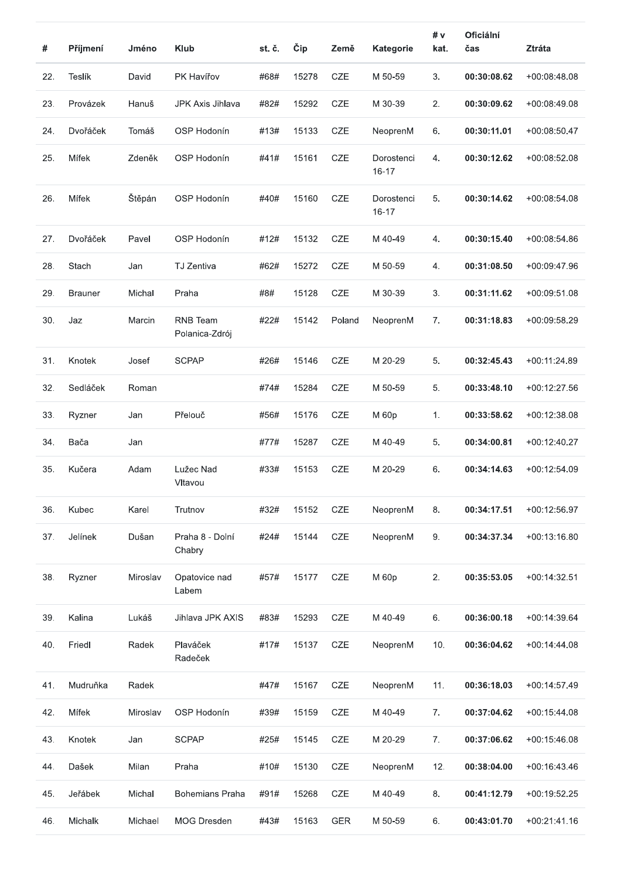| # | Příjmení | Jméno | Klub | st. č. | Čip | Země | Kategorie | # v kat. | Oficiální čas | Ztráta |
|---|---|---|---|---|---|---|---|---|---|---|
| 22. | Teslík | David | PK Havířov | #68# | 15278 | CZE | M 50-59 | 3. | **00:30:08.62** | +00:08:48.08 |
| 23. | Provázek | Hanuš | JPK Axis Jihlava | #82# | 15292 | CZE | M 30-39 | 2. | **00:30:09.62** | +00:08:49.08 |
| 24. | Dvořáček | Tomáš | OSP Hodonín | #13# | 15133 | CZE | NeoprenM | 6. | **00:30:11.01** | +00:08:50.47 |
| 25. | Mífek | Zdeněk | OSP Hodonín | #41# | 15161 | CZE | Dorostenci 16-17 | 4. | **00:30:12.62** | +00:08:52.08 |
| 26. | Mífek | Štěpán | OSP Hodonín | #40# | 15160 | CZE | Dorostenci 16-17 | 5. | **00:30:14.62** | +00:08:54.08 |
| 27. | Dvořáček | Pavel | OSP Hodonín | #12# | 15132 | CZE | M 40-49 | 4. | **00:30:15.40** | +00:08:54.86 |
| 28. | Stach | Jan | TJ Zentiva | #62# | 15272 | CZE | M 50-59 | 4. | **00:31:08.50** | +00:09:47.96 |
| 29. | Brauner | Michal | Praha | #8# | 15128 | CZE | M 30-39 | 3. | **00:31:11.62** | +00:09:51.08 |
| 30. | Jaz | Marcin | RNB Team Polanica-Zdrój | #22# | 15142 | Poland | NeoprenM | 7. | **00:31:18.83** | +00:09:58.29 |
| 31. | Knotek | Josef | SCPAP | #26# | 15146 | CZE | M 20-29 | 5. | **00:32:45.43** | +00:11:24.89 |
| 32. | Sedláček | Roman | | #74# | 15284 | CZE | M 50-59 | 5. | **00:33:48.10** | +00:12:27.56 |
| 33. | Ryzner | Jan | Přelouč | #56# | 15176 | CZE | M 60p | 1. | **00:33:58.62** | +00:12:38.08 |
| 34. | Bača | Jan | | #77# | 15287 | CZE | M 40-49 | 5. | **00:34:00.81** | +00:12:40.27 |
| 35. | Kučera | Adam | Lužec Nad Vltavou | #33# | 15153 | CZE | M 20-29 | 6. | **00:34:14.63** | +00:12:54.09 |
| 36. | Kubec | Karel | Trutnov | #32# | 15152 | CZE | NeoprenM | 8. | **00:34:17.51** | +00:12:56.97 |
| 37. | Jelínek | Dušan | Praha 8 - Dolní Chabry | #24# | 15144 | CZE | NeoprenM | 9. | **00:34:37.34** | +00:13:16.80 |
| 38. | Ryzner | Miroslav | Opatovice nad Labem | #57# | 15177 | CZE | M 60p | 2. | **00:35:53.05** | +00:14:32.51 |
| 39. | Kalina | Lukáš | Jihlava JPK AXIS | #83# | 15293 | CZE | M 40-49 | 6. | **00:36:00.18** | +00:14:39.64 |
| 40. | Friedl | Radek | Plaváček Radeček | #17# | 15137 | CZE | NeoprenM | 10. | **00:36:04.62** | +00:14:44.08 |
| 41. | Mudruňka | Radek | | #47# | 15167 | CZE | NeoprenM | 11. | **00:36:18.03** | +00:14:57.49 |
| 42. | Mífek | Miroslav | OSP Hodonín | #39# | 15159 | CZE | M 40-49 | 7. | **00:37:04.62** | +00:15:44.08 |
| 43. | Knotek | Jan | SCPAP | #25# | 15145 | CZE | M 20-29 | 7. | **00:37:06.62** | +00:15:46.08 |
| 44. | Dašek | Milan | Praha | #10# | 15130 | CZE | NeoprenM | 12. | **00:38:04.00** | +00:16:43.46 |
| 45. | Jeřábek | Michal | Bohemians Praha | #91# | 15268 | CZE | M 40-49 | 8. | **00:41:12.79** | +00:19:52.25 |
| 46. | Michalk | Michael | MOG Dresden | #43# | 15163 | GER | M 50-59 | 6. | **00:43:01.70** | +00:21:41.16 |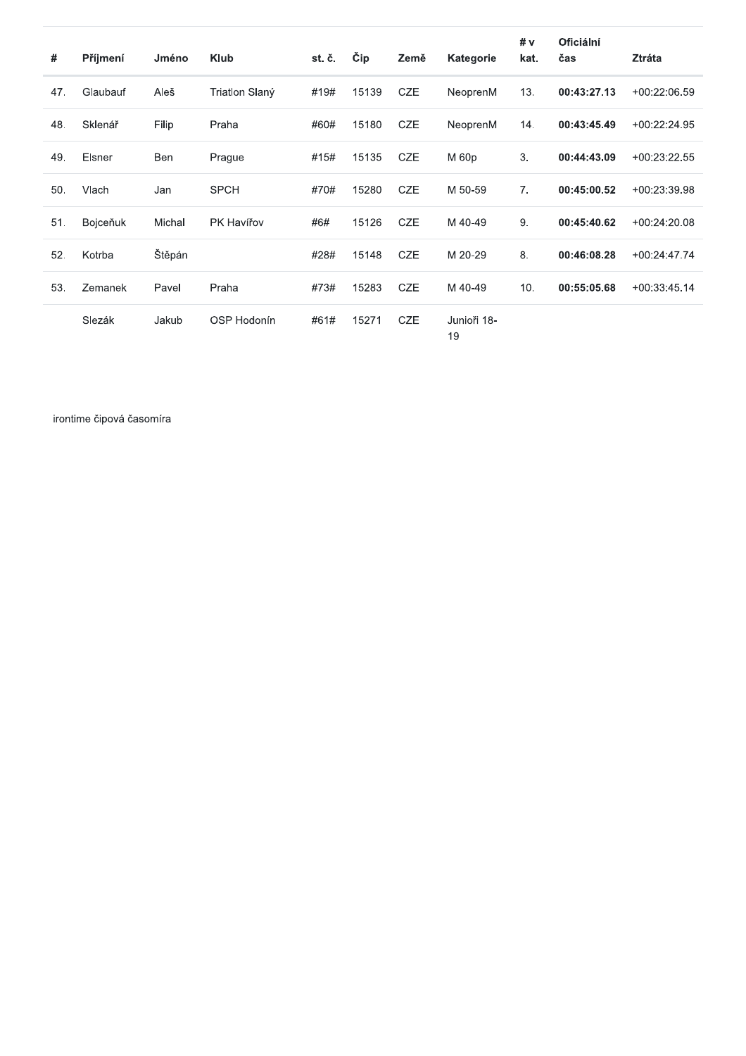| # | Příjmení | Jméno | Klub | st. č. | Čip | Země | Kategorie | # v kat. | Oficiální čas | Ztráta |
|---|---|---|---|---|---|---|---|---|---|---|
| 47. | Glaubauf | Aleš | Triatlon Slaný | #19# | 15139 | CZE | NeoprenM | 13. | **00:43:27.13** | +00:22:06.59 |
| 48. | Sklenář | Filip | Praha | #60# | 15180 | CZE | NeoprenM | 14. | **00:43:45.49** | +00:22:24.95 |
| 49. | Elsner | Ben | Prague | #15# | 15135 | CZE | M 60p | 3. | **00:44:43.09** | +00:23:22.55 |
| 50. | Vlach | Jan | SPCH | #70# | 15280 | CZE | M 50-59 | 7. | **00:45:00.52** | +00:23:39.98 |
| 51. | Bojceňuk | Michal | PK Havířov | #6# | 15126 | CZE | M 40-49 | 9. | **00:45:40.62** | +00:24:20.08 |
| 52. | Kotrba | Štěpán | | #28# | 15148 | CZE | M 20-29 | 8. | **00:46:08.28** | +00:24:47.74 |
| 53. | Zemanek | Pavel | Praha | #73# | 15283 | CZE | M 40-49 | 10. | **00:55:05.68** | +00:33:45.14 |
| | Slezák | Jakub | OSP Hodonín | #61# | 15271 | CZE | Junioři 18-19 | | | |

irontime čipová časomíra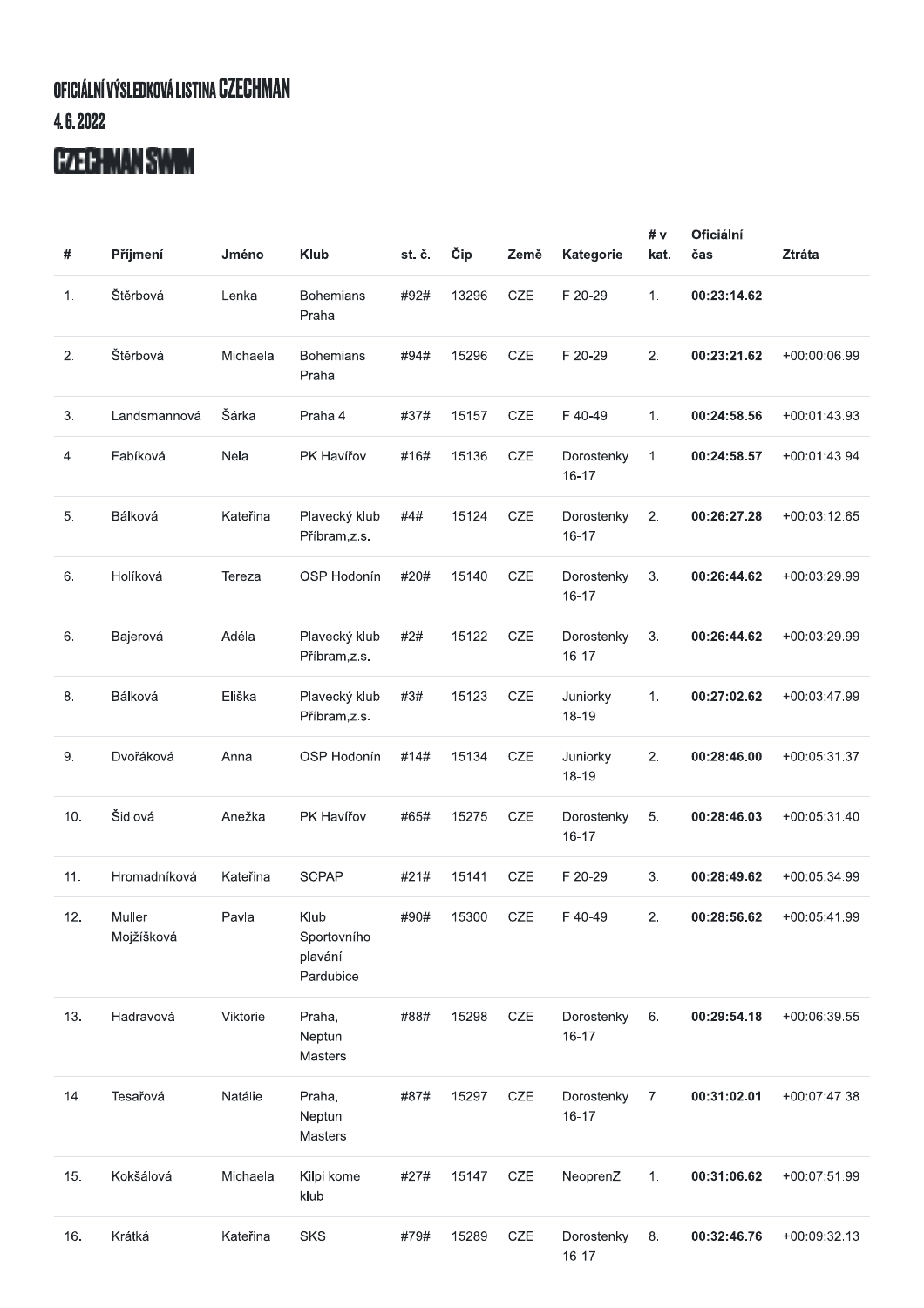# OFICIÁLNÍ VÝSLEDKOVÁ LISTINA CZECHMAN

## 4. 6. 2022

## CZECHMAN SWIM

| # | Příjmení | Jméno | Klub | st. č. | Čip | Země | Kategorie | # v kat. | Oficiální čas | Ztráta |
|---|---|---|---|---|---|---|---|---|---|---|
| 1. | Štěrbová | Lenka | Bohemians Praha | #92# | 13296 | CZE | F 20-29 | 1. | **00:23:14.62** | |
| 2. | Štěrbová | Michaela | Bohemians Praha | #94# | 15296 | CZE | F 20-29 | 2. | **00:23:21.62** | +00:00:06.99 |
| 3. | Landsmannová | Šárka | Praha 4 | #37# | 15157 | CZE | F 40-49 | 1. | **00:24:58.56** | +00:01:43.93 |
| 4. | Fabíková | Nela | PK Havířov | #16# | 15136 | CZE | Dorostenky 16-17 | 1. | **00:24:58.57** | +00:01:43.94 |
| 5. | Bálková | Kateřina | Plavecký klub Příbram,z.s. | #4# | 15124 | CZE | Dorostenky 16-17 | 2. | **00:26:27.28** | +00:03:12.65 |
| 6. | Holíková | Tereza | OSP Hodonín | #20# | 15140 | CZE | Dorostenky 16-17 | 3. | **00:26:44.62** | +00:03:29.99 |
| 6. | Bajerová | Adéla | Plavecký klub Příbram,z.s. | #2# | 15122 | CZE | Dorostenky 16-17 | 3. | **00:26:44.62** | +00:03:29.99 |
| 8. | Bálková | Eliška | Plavecký klub Příbram,z.s. | #3# | 15123 | CZE | Juniorky 18-19 | 1. | **00:27:02.62** | +00:03:47.99 |
| 9. | Dvořáková | Anna | OSP Hodonín | #14# | 15134 | CZE | Juniorky 18-19 | 2. | **00:28:46.00** | +00:05:31.37 |
| 10. | Šidlová | Anežka | PK Havířov | #65# | 15275 | CZE | Dorostenky 16-17 | 5. | **00:28:46.03** | +00:05:31.40 |
| 11. | Hromadníková | Kateřina | SCPAP | #21# | 15141 | CZE | F 20-29 | 3. | **00:28:49.62** | +00:05:34.99 |
| 12. | Muller Mojžíšková | Pavla | Klub Sportovního plavání Pardubice | #90# | 15300 | CZE | F 40-49 | 2. | **00:28:56.62** | +00:05:41.99 |
| 13. | Hadravová | Viktorie | Praha, Neptun Masters | #88# | 15298 | CZE | Dorostenky 16-17 | 6. | **00:29:54.18** | +00:06:39.55 |
| 14. | Tesařová | Natálie | Praha, Neptun Masters | #87# | 15297 | CZE | Dorostenky 16-17 | 7. | **00:31:02.01** | +00:07:47.38 |
| 15. | Kokšálová | Michaela | Kilpi kome klub | #27# | 15147 | CZE | NeoprenZ | 1. | **00:31:06.62** | +00:07:51.99 |
| 16. | Krátká | Kateřina | SKS | #79# | 15289 | CZE | Dorostenky 16-17 | 8. | **00:32:46.76** | +00:09:32.13 |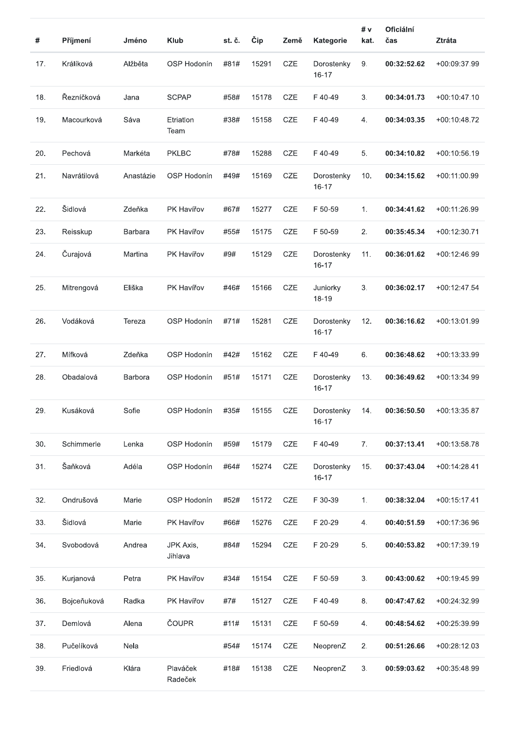| # | Příjmení | Jméno | Klub | st. č. | Čip | Země | Kategorie | # v kat. | Oficiální čas | Ztráta |
|---|---|---|---|---|---|---|---|---|---|---|
| 17. | Králíková | Alžběta | OSP Hodonín | #81# | 15291 | CZE | Dorostenky 16-17 | 9. | **00:32:52.62** | +00:09:37.99 |
| 18. | Řezníčková | Jana | SCPAP | #58# | 15178 | CZE | F 40-49 | 3. | **00:34:01.73** | +00:10:47.10 |
| 19. | Macourková | Sáva | Etriatlon Team | #38# | 15158 | CZE | F 40-49 | 4. | **00:34:03.35** | +00:10:48.72 |
| 20. | Pechová | Markéta | PKLBC | #78# | 15288 | CZE | F 40-49 | 5. | **00:34:10.82** | +00:10:56.19 |
| 21. | Navrátilová | Anastázie | OSP Hodonín | #49# | 15169 | CZE | Dorostenky 16-17 | 10. | **00:34:15.62** | +00:11:00.99 |
| 22. | Šidlová | Zdeňka | PK Havířov | #67# | 15277 | CZE | F 50-59 | 1. | **00:34:41.62** | +00:11:26.99 |
| 23. | Reisskup | Barbara | PK Havířov | #55# | 15175 | CZE | F 50-59 | 2. | **00:35:45.34** | +00:12:30.71 |
| 24. | Čurajová | Martina | PK Havířov | #9# | 15129 | CZE | Dorostenky 16-17 | 11. | **00:36:01.62** | +00:12:46.99 |
| 25. | Mitrengová | Eliška | PK Havířov | #46# | 15166 | CZE | Juniorky 18-19 | 3. | **00:36:02.17** | +00:12:47.54 |
| 26. | Vodáková | Tereza | OSP Hodonín | #71# | 15281 | CZE | Dorostenky 16-17 | 12. | **00:36:16.62** | +00:13:01.99 |
| 27. | Mífková | Zdeňka | OSP Hodonín | #42# | 15162 | CZE | F 40-49 | 6. | **00:36:48.62** | +00:13:33.99 |
| 28. | Obadalová | Barbora | OSP Hodonín | #51# | 15171 | CZE | Dorostenky 16-17 | 13. | **00:36:49.62** | +00:13:34.99 |
| 29. | Kusáková | Sofie | OSP Hodonín | #35# | 15155 | CZE | Dorostenky 16-17 | 14. | **00:36:50.50** | +00:13:35.87 |
| 30. | Schimmerle | Lenka | OSP Hodonín | #59# | 15179 | CZE | F 40-49 | 7. | **00:37:13.41** | +00:13:58.78 |
| 31. | Šaňková | Adéla | OSP Hodonín | #64# | 15274 | CZE | Dorostenky 16-17 | 15. | **00:37:43.04** | +00:14:28.41 |
| 32. | Ondrušová | Marie | OSP Hodonín | #52# | 15172 | CZE | F 30-39 | 1. | **00:38:32.04** | +00:15:17.41 |
| 33. | Šidlová | Marie | PK Havířov | #66# | 15276 | CZE | F 20-29 | 4. | **00:40:51.59** | +00:17:36.96 |
| 34. | Svobodová | Andrea | JPK Axis, Jihlava | #84# | 15294 | CZE | F 20-29 | 5. | **00:40:53.82** | +00:17:39.19 |
| 35. | Kurjanová | Petra | PK Havířov | #34# | 15154 | CZE | F 50-59 | 3. | **00:43:00.62** | +00:19:45.99 |
| 36. | Bojceňuková | Radka | PK Havířov | #7# | 15127 | CZE | F 40-49 | 8. | **00:47:47.62** | +00:24:32.99 |
| 37. | Demlová | Alena | ČOUPR | #11# | 15131 | CZE | F 50-59 | 4. | **00:48:54.62** | +00:25:39.99 |
| 38. | Pučelíková | Nela | | #54# | 15174 | CZE | NeoprenZ | 2. | **00:51:26.66** | +00:28:12.03 |
| 39. | Friedlová | Klára | Plaváček Radeček | #18# | 15138 | CZE | NeoprenZ | 3. | **00:59:03.62** | +00:35:48.99 |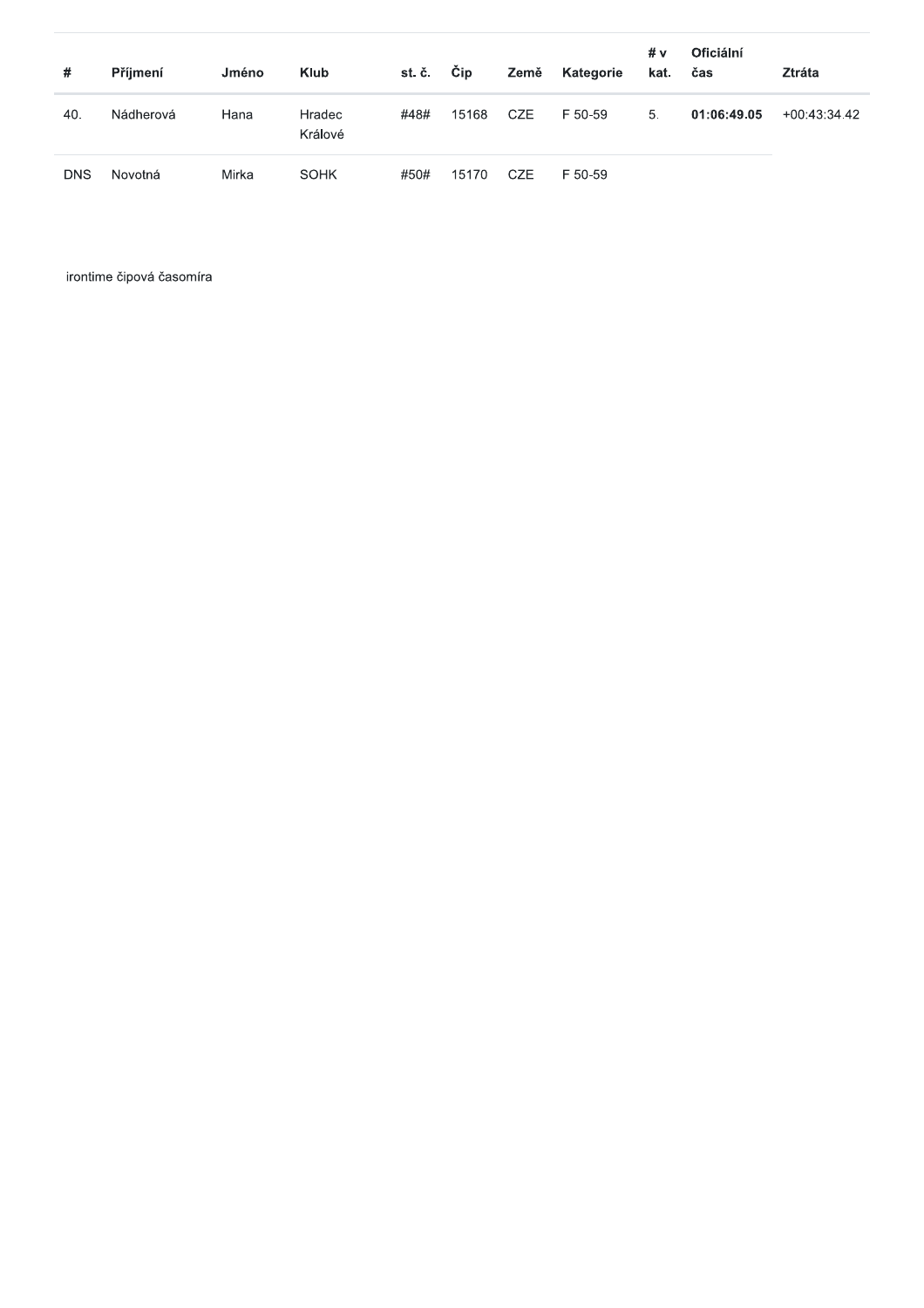| # | Příjmení | Jméno | Klub | st. č. | Čip | Země | Kategorie | # v kat. | Oficiální čas | Ztráta |
|---|---|---|---|---|---|---|---|---|---|---|
| 40. | Nádherová | Hana | Hradec Králové | #48# | 15168 | CZE | F 50-59 | 5. | **01:06:49.05** | +00:43:34.42 |
| DNS | Novotná | Mirka | SOHK | #50# | 15170 | CZE | F 50-59 | | | |

irontime čipová časomíra